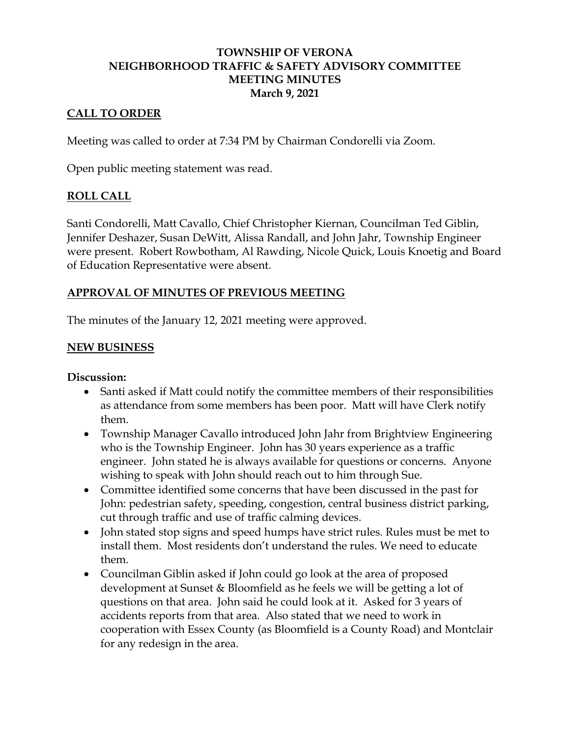# TOWNSHIP OF VERONA
# NEIGHBORHOOD TRAFFIC & SAFETY ADVISORY COMMITTEE
# MEETING MINUTES
**March 9, 2021**

## CALL TO ORDER

Meeting was called to order at 7:34 PM by Chairman Condorelli via Zoom.

Open public meeting statement was read.

## ROLL CALL

Santi Condorelli, Matt Cavallo, Chief Christopher Kiernan, Councilman Ted Giblin, Jennifer Deshazer, Susan DeWitt, Alissa Randall, and John Jahr, Township Engineer were present. Robert Rowbotham, Al Rawding, Nicole Quick, Louis Knoetig and Board of Education Representative were absent.

## APPROVAL OF MINUTES OF PREVIOUS MEETING

The minutes of the January 12, 2021 meeting were approved.

## NEW BUSINESS

**Discussion:**

- Santi asked if Matt could notify the committee members of their responsibilities as attendance from some members has been poor. Matt will have Clerk notify them.
- Township Manager Cavallo introduced John Jahr from Brightview Engineering who is the Township Engineer. John has 30 years experience as a traffic engineer. John stated he is always available for questions or concerns. Anyone wishing to speak with John should reach out to him through Sue.
- Committee identified some concerns that have been discussed in the past for John: pedestrian safety, speeding, congestion, central business district parking, cut through traffic and use of traffic calming devices.
- John stated stop signs and speed humps have strict rules. Rules must be met to install them. Most residents don't understand the rules. We need to educate them.
- Councilman Giblin asked if John could go look at the area of proposed development at Sunset & Bloomfield as he feels we will be getting a lot of questions on that area. John said he could look at it. Asked for 3 years of accidents reports from that area. Also stated that we need to work in cooperation with Essex County (as Bloomfield is a County Road) and Montclair for any redesign in the area.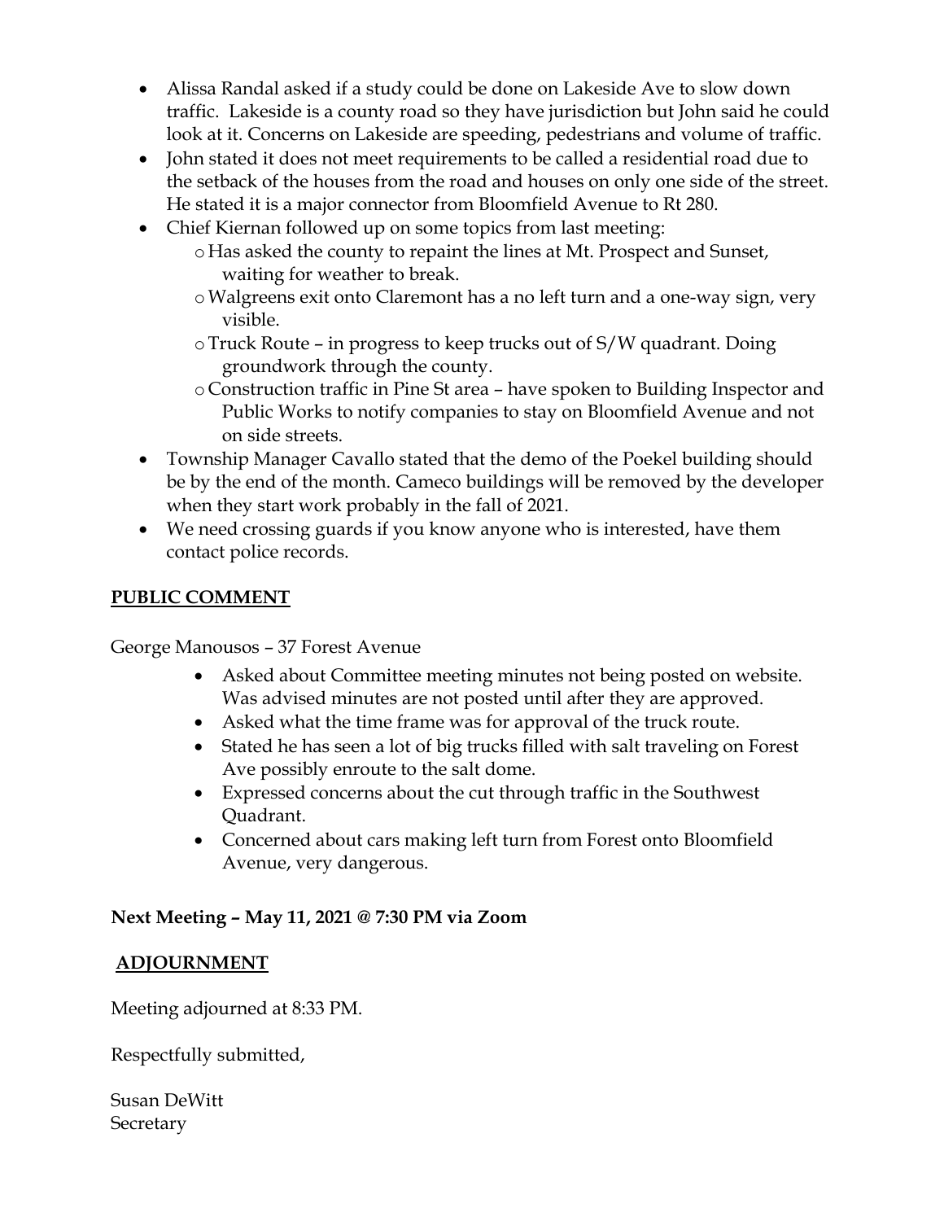- Alissa Randal asked if a study could be done on Lakeside Ave to slow down traffic. Lakeside is a county road so they have jurisdiction but John said he could look at it. Concerns on Lakeside are speeding, pedestrians and volume of traffic.
- John stated it does not meet requirements to be called a residential road due to the setback of the houses from the road and houses on only one side of the street. He stated it is a major connector from Bloomfield Avenue to Rt 280.
- Chief Kiernan followed up on some topics from last meeting:
  - Has asked the county to repaint the lines at Mt. Prospect and Sunset, waiting for weather to break.
  - Walgreens exit onto Claremont has a no left turn and a one-way sign, very visible.
  - Truck Route – in progress to keep trucks out of S/W quadrant. Doing groundwork through the county.
  - Construction traffic in Pine St area – have spoken to Building Inspector and Public Works to notify companies to stay on Bloomfield Avenue and not on side streets.
- Township Manager Cavallo stated that the demo of the Poekel building should be by the end of the month. Cameco buildings will be removed by the developer when they start work probably in the fall of 2021.
- We need crossing guards if you know anyone who is interested, have them contact police records.

## PUBLIC COMMENT

George Manousos – 37 Forest Avenue

- Asked about Committee meeting minutes not being posted on website. Was advised minutes are not posted until after they are approved.
- Asked what the time frame was for approval of the truck route.
- Stated he has seen a lot of big trucks filled with salt traveling on Forest Ave possibly enroute to the salt dome.
- Expressed concerns about the cut through traffic in the Southwest Quadrant.
- Concerned about cars making left turn from Forest onto Bloomfield Avenue, very dangerous.

**Next Meeting – May 11, 2021 @ 7:30 PM via Zoom**

## ADJOURNMENT

Meeting adjourned at 8:33 PM.

Respectfully submitted,

Susan DeWitt
Secretary